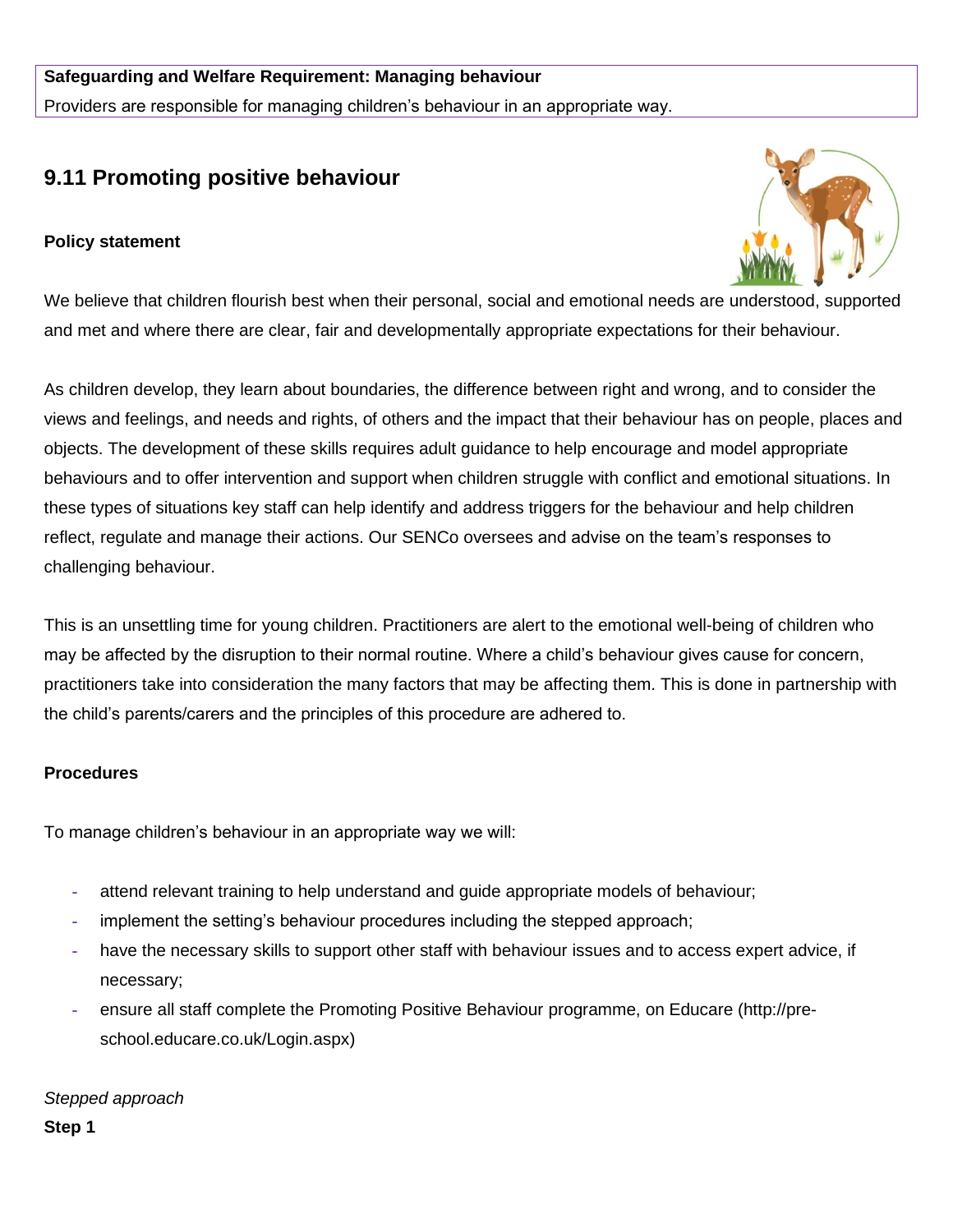**Safeguarding and Welfare Requirement: Managing behaviour**
Providers are responsible for managing children's behaviour in an appropriate way.

## 9.11 Promoting positive behaviour

**Policy statement**

We believe that children flourish best when their personal, social and emotional needs are understood, supported and met and where there are clear, fair and developmentally appropriate expectations for their behaviour.

As children develop, they learn about boundaries, the difference between right and wrong, and to consider the views and feelings, and needs and rights, of others and the impact that their behaviour has on people, places and objects. The development of these skills requires adult guidance to help encourage and model appropriate behaviours and to offer intervention and support when children struggle with conflict and emotional situations. In these types of situations key staff can help identify and address triggers for the behaviour and help children reflect, regulate and manage their actions. Our SENCo oversees and advise on the team's responses to challenging behaviour.

This is an unsettling time for young children. Practitioners are alert to the emotional well-being of children who may be affected by the disruption to their normal routine. Where a child's behaviour gives cause for concern, practitioners take into consideration the many factors that may be affecting them. This is done in partnership with the child's parents/carers and the principles of this procedure are adhered to.

**Procedures**

To manage children's behaviour in an appropriate way we will:

- attend relevant training to help understand and guide appropriate models of behaviour;
- implement the setting's behaviour procedures including the stepped approach;
- have the necessary skills to support other staff with behaviour issues and to access expert advice, if necessary;
- ensure all staff complete the Promoting Positive Behaviour programme, on Educare (http://pre-school.educare.co.uk/Login.aspx)

*Stepped approach*

**Step 1**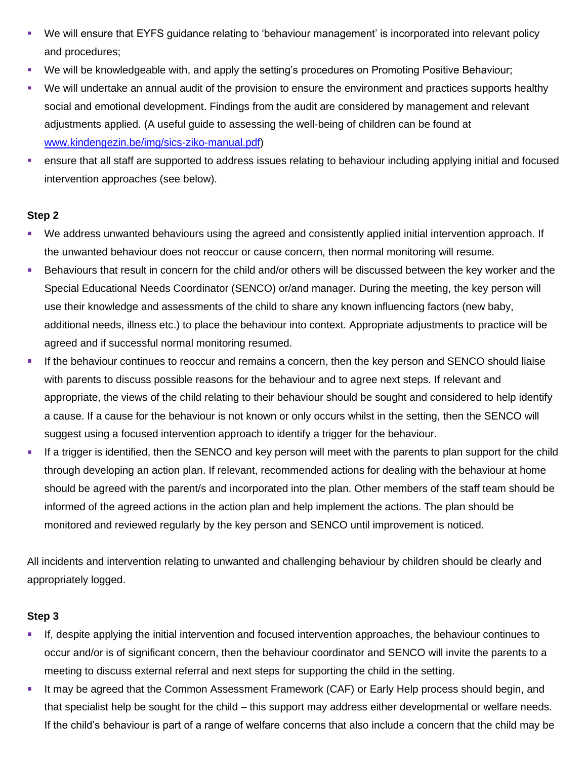- We will ensure that EYFS guidance relating to 'behaviour management' is incorporated into relevant policy and procedures;
- We will be knowledgeable with, and apply the setting's procedures on Promoting Positive Behaviour;
- We will undertake an annual audit of the provision to ensure the environment and practices supports healthy social and emotional development. Findings from the audit are considered by management and relevant adjustments applied. (A useful guide to assessing the well-being of children can be found at [www.kindengezin.be/img/sics-ziko-manual.pdf](www.kindengezin.be/img/sics-ziko-manual.pdf))
- ensure that all staff are supported to address issues relating to behaviour including applying initial and focused intervention approaches (see below).

**Step 2**

- We address unwanted behaviours using the agreed and consistently applied initial intervention approach. If the unwanted behaviour does not reoccur or cause concern, then normal monitoring will resume.
- Behaviours that result in concern for the child and/or others will be discussed between the key worker and the Special Educational Needs Coordinator (SENCO) or/and manager. During the meeting, the key person will use their knowledge and assessments of the child to share any known influencing factors (new baby, additional needs, illness etc.) to place the behaviour into context. Appropriate adjustments to practice will be agreed and if successful normal monitoring resumed.
- If the behaviour continues to reoccur and remains a concern, then the key person and SENCO should liaise with parents to discuss possible reasons for the behaviour and to agree next steps. If relevant and appropriate, the views of the child relating to their behaviour should be sought and considered to help identify a cause. If a cause for the behaviour is not known or only occurs whilst in the setting, then the SENCO will suggest using a focused intervention approach to identify a trigger for the behaviour.
- If a trigger is identified, then the SENCO and key person will meet with the parents to plan support for the child through developing an action plan. If relevant, recommended actions for dealing with the behaviour at home should be agreed with the parent/s and incorporated into the plan. Other members of the staff team should be informed of the agreed actions in the action plan and help implement the actions. The plan should be monitored and reviewed regularly by the key person and SENCO until improvement is noticed.

All incidents and intervention relating to unwanted and challenging behaviour by children should be clearly and appropriately logged.

**Step 3**

- If, despite applying the initial intervention and focused intervention approaches, the behaviour continues to occur and/or is of significant concern, then the behaviour coordinator and SENCO will invite the parents to a meeting to discuss external referral and next steps for supporting the child in the setting.
- It may be agreed that the Common Assessment Framework (CAF) or Early Help process should begin, and that specialist help be sought for the child – this support may address either developmental or welfare needs. If the child's behaviour is part of a range of welfare concerns that also include a concern that the child may be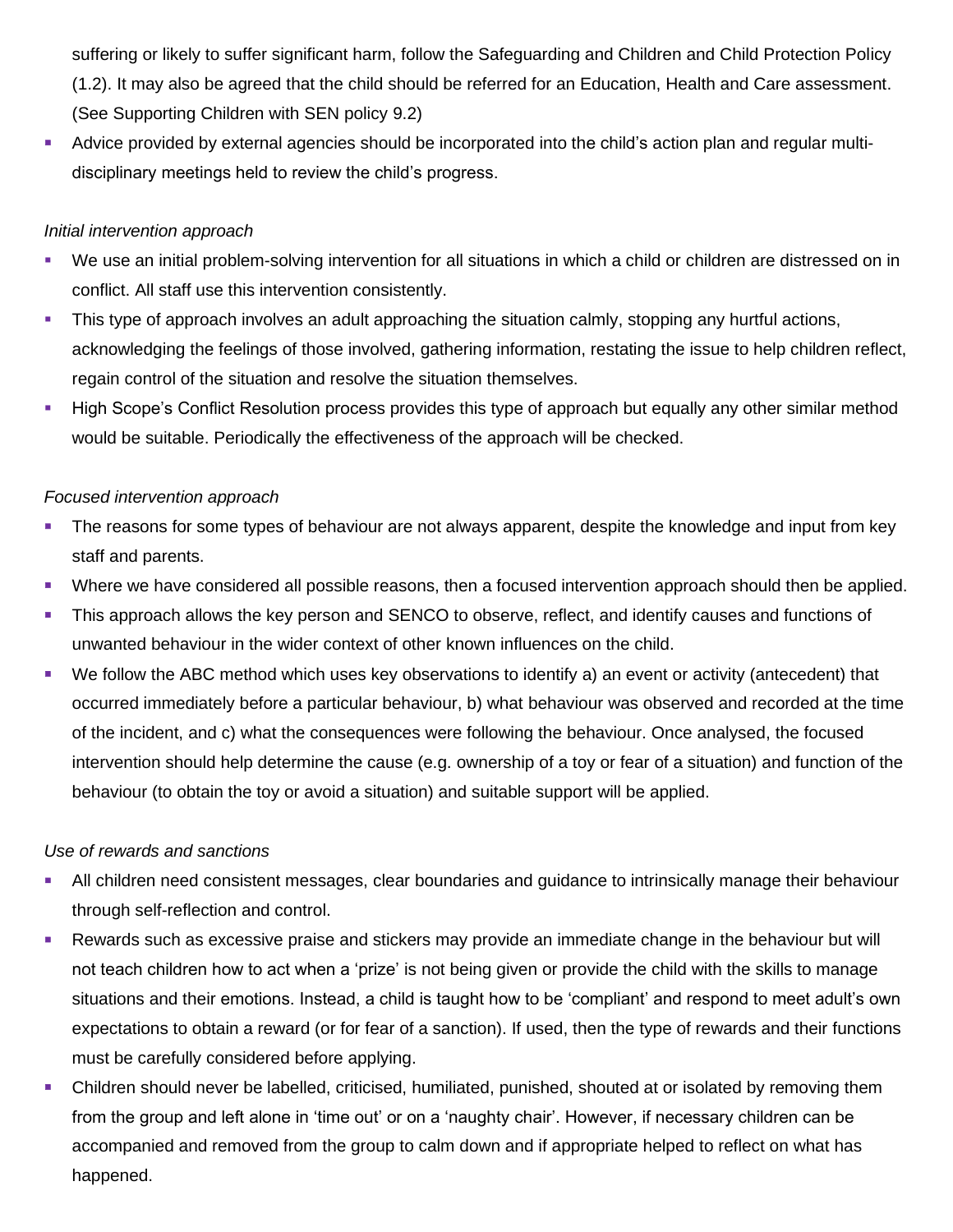suffering or likely to suffer significant harm, follow the Safeguarding and Children and Child Protection Policy (1.2). It may also be agreed that the child should be referred for an Education, Health and Care assessment. (See Supporting Children with SEN policy 9.2)

- Advice provided by external agencies should be incorporated into the child's action plan and regular multi-disciplinary meetings held to review the child's progress.

*Initial intervention approach*

- We use an initial problem-solving intervention for all situations in which a child or children are distressed on in conflict. All staff use this intervention consistently.
- This type of approach involves an adult approaching the situation calmly, stopping any hurtful actions, acknowledging the feelings of those involved, gathering information, restating the issue to help children reflect, regain control of the situation and resolve the situation themselves.
- High Scope's Conflict Resolution process provides this type of approach but equally any other similar method would be suitable. Periodically the effectiveness of the approach will be checked.

*Focused intervention approach*

- The reasons for some types of behaviour are not always apparent, despite the knowledge and input from key staff and parents.
- Where we have considered all possible reasons, then a focused intervention approach should then be applied.
- This approach allows the key person and SENCO to observe, reflect, and identify causes and functions of unwanted behaviour in the wider context of other known influences on the child.
- We follow the ABC method which uses key observations to identify a) an event or activity (antecedent) that occurred immediately before a particular behaviour, b) what behaviour was observed and recorded at the time of the incident, and c) what the consequences were following the behaviour. Once analysed, the focused intervention should help determine the cause (e.g. ownership of a toy or fear of a situation) and function of the behaviour (to obtain the toy or avoid a situation) and suitable support will be applied.

*Use of rewards and sanctions*

- All children need consistent messages, clear boundaries and guidance to intrinsically manage their behaviour through self-reflection and control.
- Rewards such as excessive praise and stickers may provide an immediate change in the behaviour but will not teach children how to act when a 'prize' is not being given or provide the child with the skills to manage situations and their emotions. Instead, a child is taught how to be 'compliant' and respond to meet adult's own expectations to obtain a reward (or for fear of a sanction). If used, then the type of rewards and their functions must be carefully considered before applying.
- Children should never be labelled, criticised, humiliated, punished, shouted at or isolated by removing them from the group and left alone in 'time out' or on a 'naughty chair'. However, if necessary children can be accompanied and removed from the group to calm down and if appropriate helped to reflect on what has happened.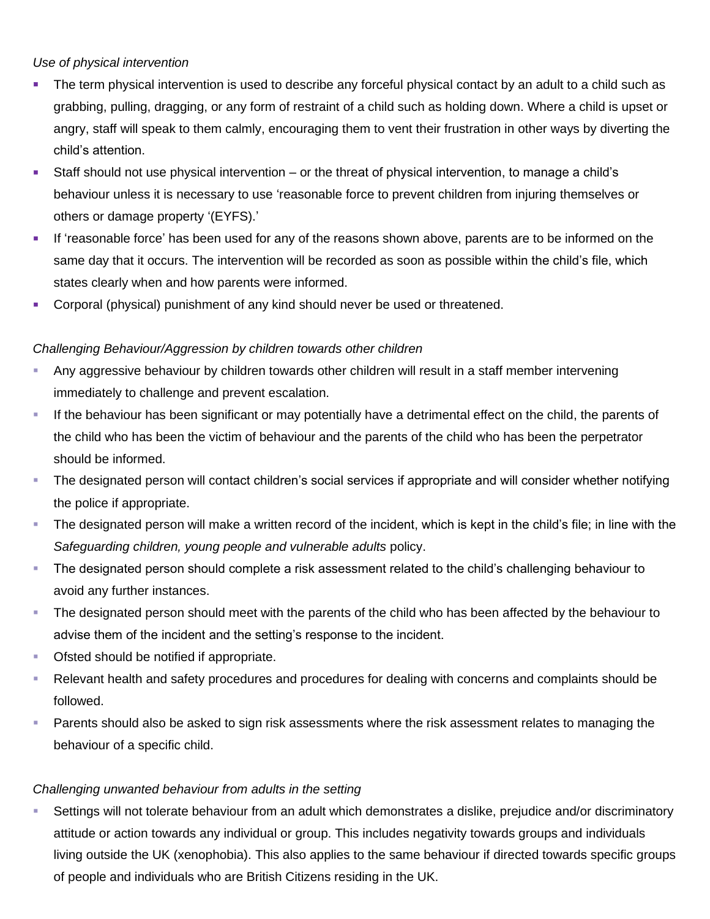*Use of physical intervention*

- The term physical intervention is used to describe any forceful physical contact by an adult to a child such as grabbing, pulling, dragging, or any form of restraint of a child such as holding down. Where a child is upset or angry, staff will speak to them calmly, encouraging them to vent their frustration in other ways by diverting the child's attention.
- Staff should not use physical intervention – or the threat of physical intervention, to manage a child's behaviour unless it is necessary to use 'reasonable force to prevent children from injuring themselves or others or damage property '(EYFS).'
- If 'reasonable force' has been used for any of the reasons shown above, parents are to be informed on the same day that it occurs. The intervention will be recorded as soon as possible within the child's file, which states clearly when and how parents were informed.
- Corporal (physical) punishment of any kind should never be used or threatened.

*Challenging Behaviour/Aggression by children towards other children*

- Any aggressive behaviour by children towards other children will result in a staff member intervening immediately to challenge and prevent escalation.
- If the behaviour has been significant or may potentially have a detrimental effect on the child, the parents of the child who has been the victim of behaviour and the parents of the child who has been the perpetrator should be informed.
- The designated person will contact children's social services if appropriate and will consider whether notifying the police if appropriate.
- The designated person will make a written record of the incident, which is kept in the child's file; in line with the *Safeguarding children, young people and vulnerable adults* policy.
- The designated person should complete a risk assessment related to the child's challenging behaviour to avoid any further instances.
- The designated person should meet with the parents of the child who has been affected by the behaviour to advise them of the incident and the setting's response to the incident.
- Ofsted should be notified if appropriate.
- Relevant health and safety procedures and procedures for dealing with concerns and complaints should be followed.
- Parents should also be asked to sign risk assessments where the risk assessment relates to managing the behaviour of a specific child.

*Challenging unwanted behaviour from adults in the setting*

- Settings will not tolerate behaviour from an adult which demonstrates a dislike, prejudice and/or discriminatory attitude or action towards any individual or group. This includes negativity towards groups and individuals living outside the UK (xenophobia). This also applies to the same behaviour if directed towards specific groups of people and individuals who are British Citizens residing in the UK.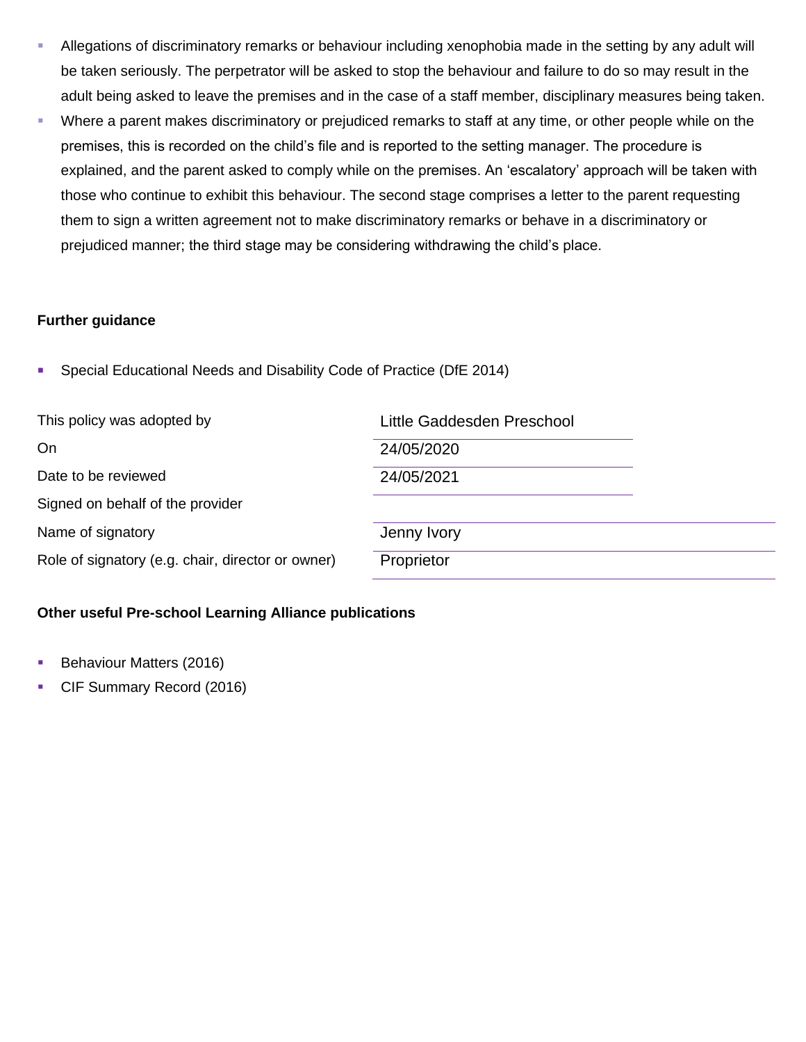- Allegations of discriminatory remarks or behaviour including xenophobia made in the setting by any adult will be taken seriously. The perpetrator will be asked to stop the behaviour and failure to do so may result in the adult being asked to leave the premises and in the case of a staff member, disciplinary measures being taken.
- Where a parent makes discriminatory or prejudiced remarks to staff at any time, or other people while on the premises, this is recorded on the child's file and is reported to the setting manager. The procedure is explained, and the parent asked to comply while on the premises. An 'escalatory' approach will be taken with those who continue to exhibit this behaviour. The second stage comprises a letter to the parent requesting them to sign a written agreement not to make discriminatory remarks or behave in a discriminatory or prejudiced manner; the third stage may be considering withdrawing the child's place.

**Further guidance**

- Special Educational Needs and Disability Code of Practice (DfE 2014)

| | |
|---|---|
| This policy was adopted by | Little Gaddesden Preschool |
| On | 24/05/2020 |
| Date to be reviewed | 24/05/2021 |
| Signed on behalf of the provider | |
| Name of signatory | Jenny Ivory |
| Role of signatory (e.g. chair, director or owner) | Proprietor |

**Other useful Pre-school Learning Alliance publications**

- Behaviour Matters (2016)
- CIF Summary Record (2016)